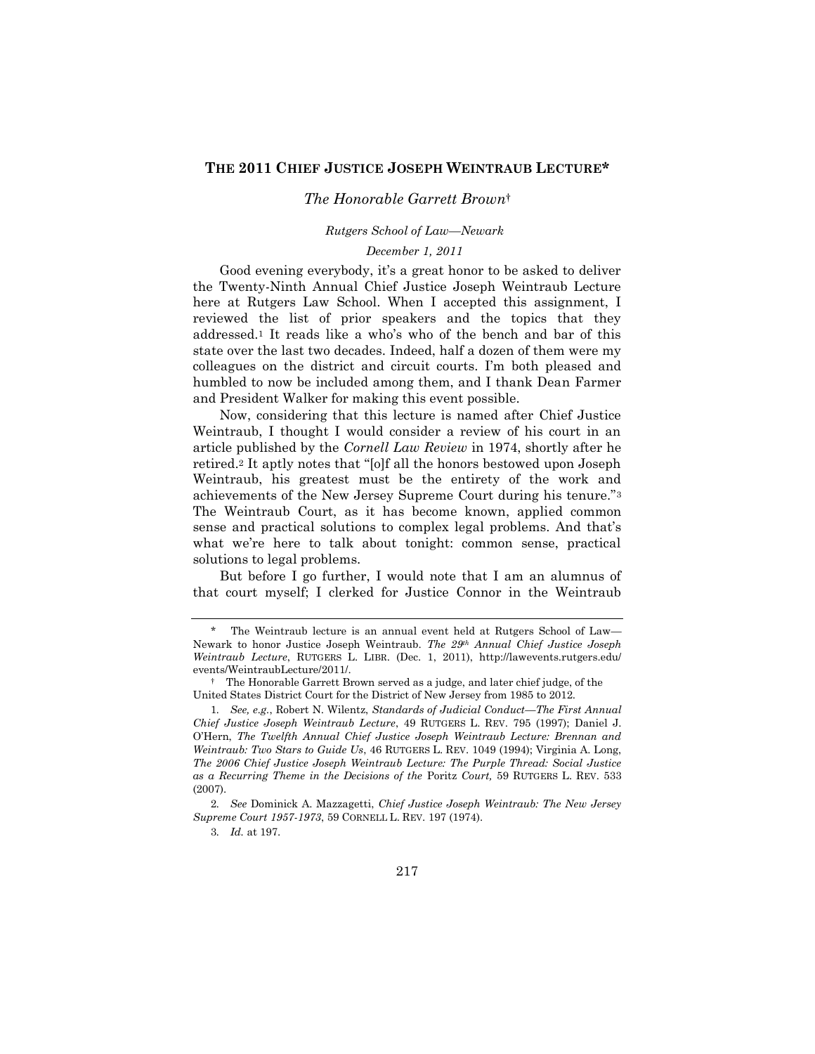# THE 2011 CHIEF JUSTICE JOSEPH WEINTRAUB LECTURE*

*The Honorable Garrett Brown*†

*Rutgers School of Law—Newark*

*December 1, 2011*

Good evening everybody, it's a great honor to be asked to deliver the Twenty-Ninth Annual Chief Justice Joseph Weintraub Lecture here at Rutgers Law School. When I accepted this assignment, I reviewed the list of prior speakers and the topics that they addressed.[1] It reads like a who's who of the bench and bar of this state over the last two decades. Indeed, half a dozen of them were my colleagues on the district and circuit courts. I'm both pleased and humbled to now be included among them, and I thank Dean Farmer and President Walker for making this event possible.

Now, considering that this lecture is named after Chief Justice Weintraub, I thought I would consider a review of his court in an article published by the *Cornell Law Review* in 1974, shortly after he retired.[2] It aptly notes that "[o]f all the honors bestowed upon Joseph Weintraub, his greatest must be the entirety of the work and achievements of the New Jersey Supreme Court during his tenure."[3] The Weintraub Court, as it has become known, applied common sense and practical solutions to complex legal problems. And that's what we're here to talk about tonight: common sense, practical solutions to legal problems.

But before I go further, I would note that I am an alumnus of that court myself; I clerked for Justice Connor in the Weintraub

---

\* The Weintraub lecture is an annual event held at Rutgers School of Law—Newark to honor Justice Joseph Weintraub. *The 29th Annual Chief Justice Joseph Weintraub Lecture*, RUTGERS L. LIBR. (Dec. 1, 2011), http://lawevents.rutgers.edu/events/WeintraubLecture/2011/.

† The Honorable Garrett Brown served as a judge, and later chief judge, of the United States District Court for the District of New Jersey from 1985 to 2012.

1. *See, e.g.*, Robert N. Wilentz, *Standards of Judicial Conduct—The First Annual Chief Justice Joseph Weintraub Lecture*, 49 RUTGERS L. REV. 795 (1997); Daniel J. O'Hern, *The Twelfth Annual Chief Justice Joseph Weintraub Lecture: Brennan and Weintraub: Two Stars to Guide Us*, 46 RUTGERS L. REV. 1049 (1994); Virginia A. Long, *The 2006 Chief Justice Joseph Weintraub Lecture: The Purple Thread: Social Justice as a Recurring Theme in the Decisions of the* Poritz *Court,* 59 RUTGERS L. REV. 533 (2007).

2. *See* Dominick A. Mazzagetti, *Chief Justice Joseph Weintraub: The New Jersey Supreme Court 1957-1973*, 59 CORNELL L. REV. 197 (1974).

3. *Id.* at 197.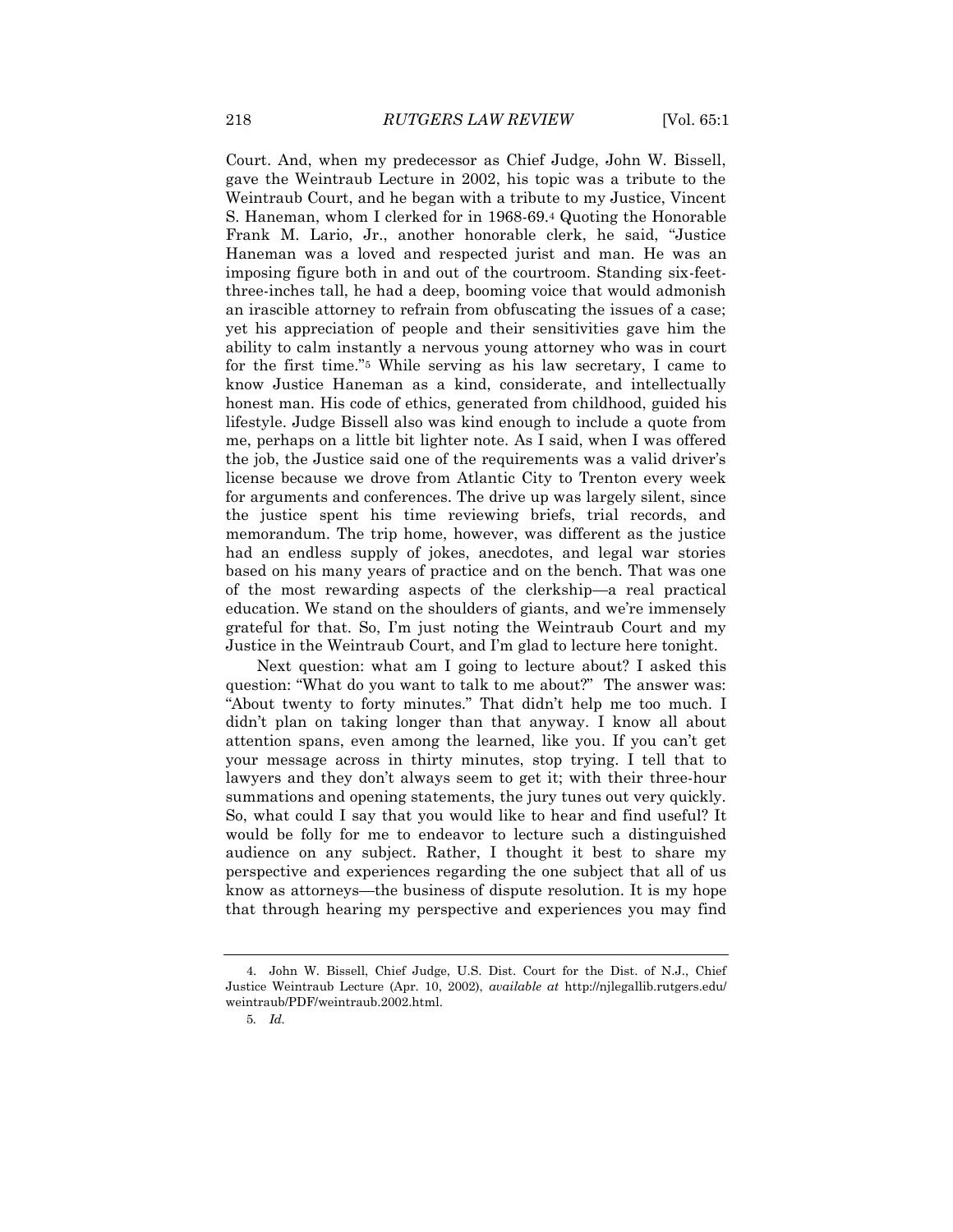Court. And, when my predecessor as Chief Judge, John W. Bissell, gave the Weintraub Lecture in 2002, his topic was a tribute to the Weintraub Court, and he began with a tribute to my Justice, Vincent S. Haneman, whom I clerked for in 1968-69.[4] Quoting the Honorable Frank M. Lario, Jr., another honorable clerk, he said, "Justice Haneman was a loved and respected jurist and man. He was an imposing figure both in and out of the courtroom. Standing six-feet-three-inches tall, he had a deep, booming voice that would admonish an irascible attorney to refrain from obfuscating the issues of a case; yet his appreciation of people and their sensitivities gave him the ability to calm instantly a nervous young attorney who was in court for the first time."[5] While serving as his law secretary, I came to know Justice Haneman as a kind, considerate, and intellectually honest man. His code of ethics, generated from childhood, guided his lifestyle. Judge Bissell also was kind enough to include a quote from me, perhaps on a little bit lighter note. As I said, when I was offered the job, the Justice said one of the requirements was a valid driver's license because we drove from Atlantic City to Trenton every week for arguments and conferences. The drive up was largely silent, since the justice spent his time reviewing briefs, trial records, and memorandum. The trip home, however, was different as the justice had an endless supply of jokes, anecdotes, and legal war stories based on his many years of practice and on the bench. That was one of the most rewarding aspects of the clerkship—a real practical education. We stand on the shoulders of giants, and we're immensely grateful for that. So, I'm just noting the Weintraub Court and my Justice in the Weintraub Court, and I'm glad to lecture here tonight.

Next question: what am I going to lecture about? I asked this question: "What do you want to talk to me about?" The answer was: "About twenty to forty minutes." That didn't help me too much. I didn't plan on taking longer than that anyway. I know all about attention spans, even among the learned, like you. If you can't get your message across in thirty minutes, stop trying. I tell that to lawyers and they don't always seem to get it; with their three-hour summations and opening statements, the jury tunes out very quickly. So, what could I say that you would like to hear and find useful? It would be folly for me to endeavor to lecture such a distinguished audience on any subject. Rather, I thought it best to share my perspective and experiences regarding the one subject that all of us know as attorneys—the business of dispute resolution. It is my hope that through hearing my perspective and experiences you may find

---

4. John W. Bissell, Chief Judge, U.S. Dist. Court for the Dist. of N.J., Chief Justice Weintraub Lecture (Apr. 10, 2002), *available at* http://njlegallib.rutgers.edu/weintraub/PDF/weintraub.2002.html.

5. *Id.*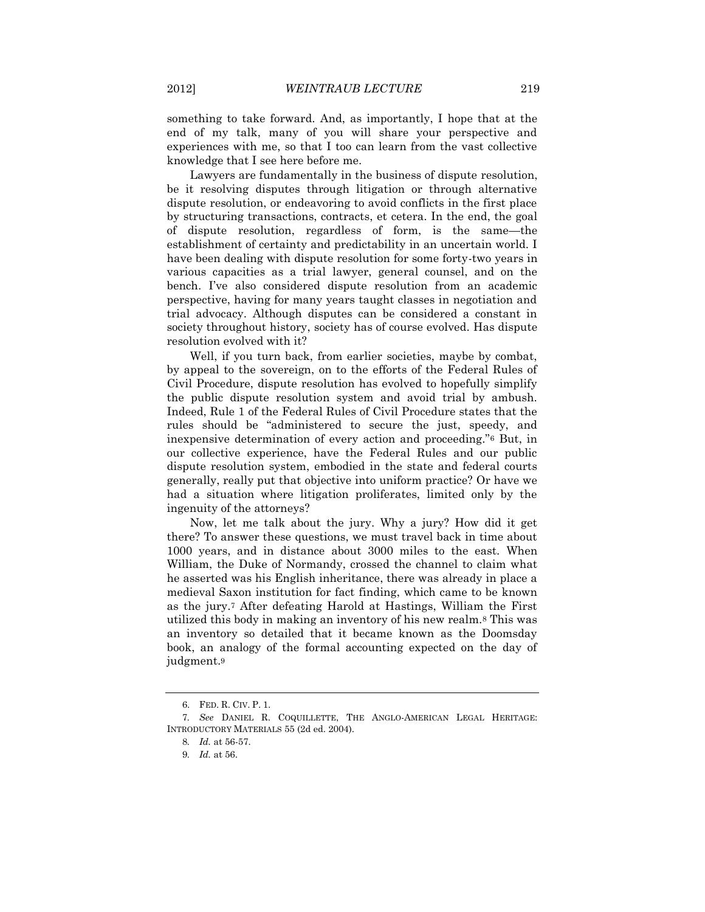something to take forward. And, as importantly, I hope that at the end of my talk, many of you will share your perspective and experiences with me, so that I too can learn from the vast collective knowledge that I see here before me.

Lawyers are fundamentally in the business of dispute resolution, be it resolving disputes through litigation or through alternative dispute resolution, or endeavoring to avoid conflicts in the first place by structuring transactions, contracts, et cetera. In the end, the goal of dispute resolution, regardless of form, is the same—the establishment of certainty and predictability in an uncertain world. I have been dealing with dispute resolution for some forty-two years in various capacities as a trial lawyer, general counsel, and on the bench. I've also considered dispute resolution from an academic perspective, having for many years taught classes in negotiation and trial advocacy. Although disputes can be considered a constant in society throughout history, society has of course evolved. Has dispute resolution evolved with it?

Well, if you turn back, from earlier societies, maybe by combat, by appeal to the sovereign, on to the efforts of the Federal Rules of Civil Procedure, dispute resolution has evolved to hopefully simplify the public dispute resolution system and avoid trial by ambush. Indeed, Rule 1 of the Federal Rules of Civil Procedure states that the rules should be "administered to secure the just, speedy, and inexpensive determination of every action and proceeding."[6] But, in our collective experience, have the Federal Rules and our public dispute resolution system, embodied in the state and federal courts generally, really put that objective into uniform practice? Or have we had a situation where litigation proliferates, limited only by the ingenuity of the attorneys?

Now, let me talk about the jury. Why a jury? How did it get there? To answer these questions, we must travel back in time about 1000 years, and in distance about 3000 miles to the east. When William, the Duke of Normandy, crossed the channel to claim what he asserted was his English inheritance, there was already in place a medieval Saxon institution for fact finding, which came to be known as the jury.[7] After defeating Harold at Hastings, William the First utilized this body in making an inventory of his new realm.[8] This was an inventory so detailed that it became known as the Doomsday book, an analogy of the formal accounting expected on the day of judgment.[9]

---

6. FED. R. CIV. P. 1.

7. *See* DANIEL R. COQUILLETTE, THE ANGLO-AMERICAN LEGAL HERITAGE: INTRODUCTORY MATERIALS 55 (2d ed. 2004).

8. *Id.* at 56-57.

9. *Id.* at 56.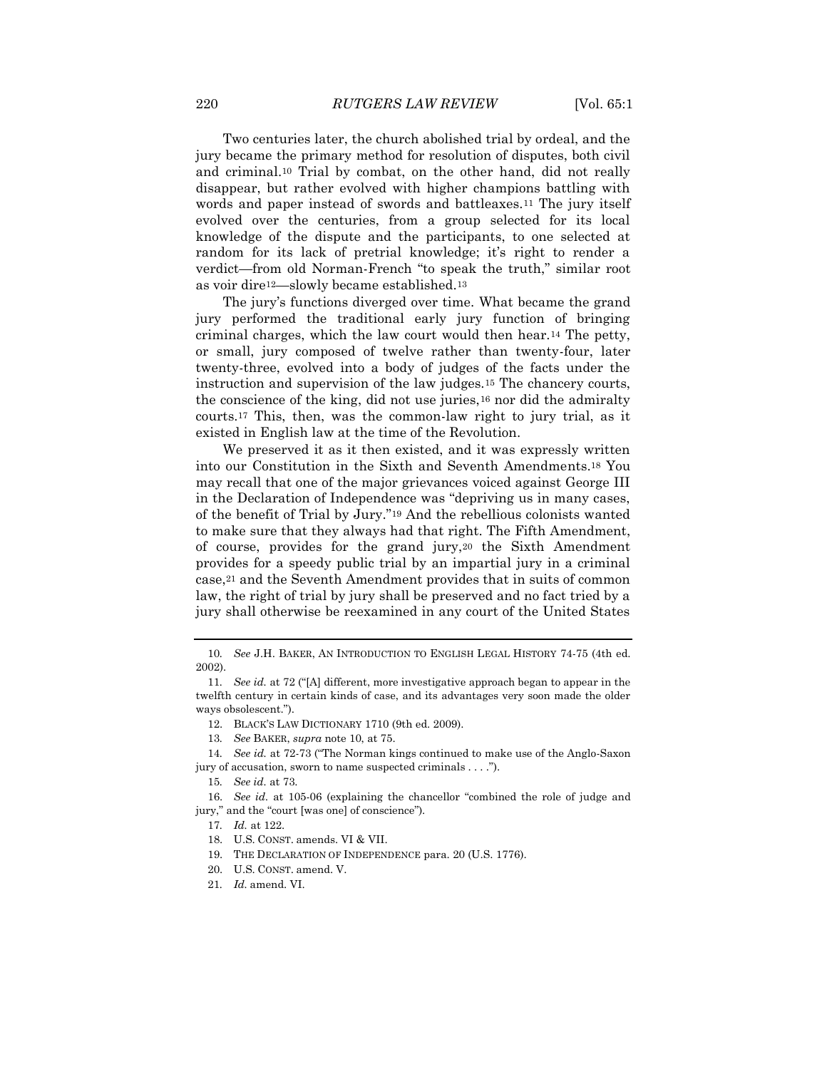Two centuries later, the church abolished trial by ordeal, and the jury became the primary method for resolution of disputes, both civil and criminal.[10] Trial by combat, on the other hand, did not really disappear, but rather evolved with higher champions battling with words and paper instead of swords and battleaxes.[11] The jury itself evolved over the centuries, from a group selected for its local knowledge of the dispute and the participants, to one selected at random for its lack of pretrial knowledge; it's right to render a verdict—from old Norman-French "to speak the truth," similar root as voir dire[12]—slowly became established.[13]

The jury's functions diverged over time. What became the grand jury performed the traditional early jury function of bringing criminal charges, which the law court would then hear.[14] The petty, or small, jury composed of twelve rather than twenty-four, later twenty-three, evolved into a body of judges of the facts under the instruction and supervision of the law judges.[15] The chancery courts, the conscience of the king, did not use juries,[16] nor did the admiralty courts.[17] This, then, was the common-law right to jury trial, as it existed in English law at the time of the Revolution.

We preserved it as it then existed, and it was expressly written into our Constitution in the Sixth and Seventh Amendments.[18] You may recall that one of the major grievances voiced against George III in the Declaration of Independence was "depriving us in many cases, of the benefit of Trial by Jury."[19] And the rebellious colonists wanted to make sure that they always had that right. The Fifth Amendment, of course, provides for the grand jury,[20] the Sixth Amendment provides for a speedy public trial by an impartial jury in a criminal case,[21] and the Seventh Amendment provides that in suits of common law, the right of trial by jury shall be preserved and no fact tried by a jury shall otherwise be reexamined in any court of the United States

---

10. *See* J.H. BAKER, AN INTRODUCTION TO ENGLISH LEGAL HISTORY 74-75 (4th ed. 2002).

11. *See id.* at 72 ("[A] different, more investigative approach began to appear in the twelfth century in certain kinds of case, and its advantages very soon made the older ways obsolescent.").

12. BLACK'S LAW DICTIONARY 1710 (9th ed. 2009).

13. *See* BAKER, *supra* note 10, at 75.

14. *See id.* at 72-73 ("The Norman kings continued to make use of the Anglo-Saxon jury of accusation, sworn to name suspected criminals . . . .").

15. *See id.* at 73.

16. *See id.* at 105-06 (explaining the chancellor "combined the role of judge and jury," and the "court [was one] of conscience").

17. *Id.* at 122.

18. U.S. CONST. amends. VI & VII.

19. THE DECLARATION OF INDEPENDENCE para. 20 (U.S. 1776).

20. U.S. CONST. amend. V.

21. *Id.* amend. VI.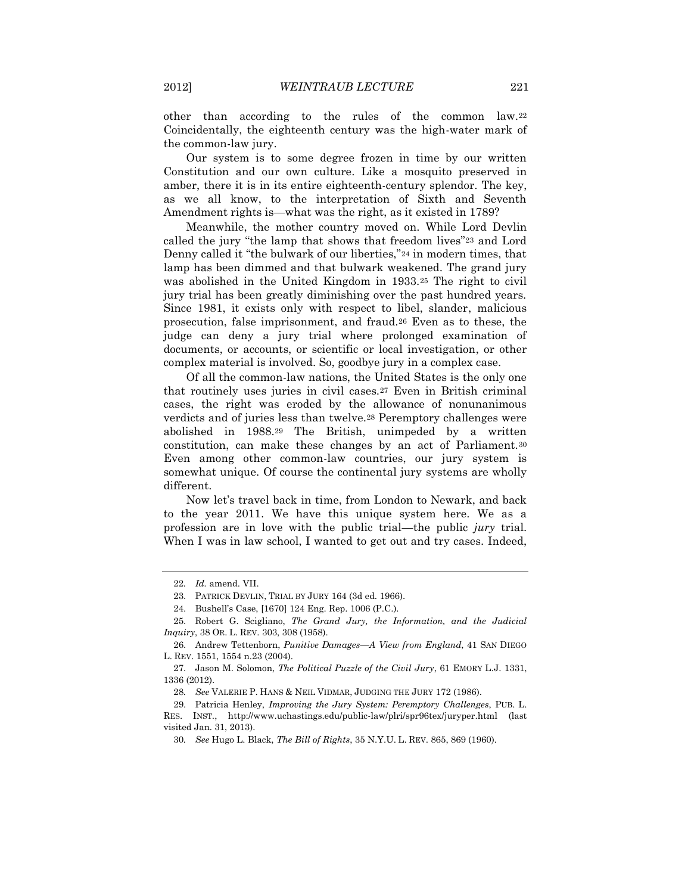other than according to the rules of the common law.[22] Coincidentally, the eighteenth century was the high-water mark of the common-law jury.

Our system is to some degree frozen in time by our written Constitution and our own culture. Like a mosquito preserved in amber, there it is in its entire eighteenth-century splendor. The key, as we all know, to the interpretation of Sixth and Seventh Amendment rights is—what was the right, as it existed in 1789?

Meanwhile, the mother country moved on. While Lord Devlin called the jury "the lamp that shows that freedom lives"[23] and Lord Denny called it "the bulwark of our liberties,"[24] in modern times, that lamp has been dimmed and that bulwark weakened. The grand jury was abolished in the United Kingdom in 1933.[25] The right to civil jury trial has been greatly diminishing over the past hundred years. Since 1981, it exists only with respect to libel, slander, malicious prosecution, false imprisonment, and fraud.[26] Even as to these, the judge can deny a jury trial where prolonged examination of documents, or accounts, or scientific or local investigation, or other complex material is involved. So, goodbye jury in a complex case.

Of all the common-law nations, the United States is the only one that routinely uses juries in civil cases.[27] Even in British criminal cases, the right was eroded by the allowance of nonunanimous verdicts and of juries less than twelve.[28] Peremptory challenges were abolished in 1988.[29] The British, unimpeded by a written constitution, can make these changes by an act of Parliament.[30] Even among other common-law countries, our jury system is somewhat unique. Of course the continental jury systems are wholly different.

Now let's travel back in time, from London to Newark, and back to the year 2011. We have this unique system here. We as a profession are in love with the public trial—the public *jury* trial. When I was in law school, I wanted to get out and try cases. Indeed,

---

22. *Id.* amend. VII.

23. PATRICK DEVLIN, TRIAL BY JURY 164 (3d ed. 1966).

24. Bushell's Case, [1670] 124 Eng. Rep. 1006 (P.C.).

25. Robert G. Scigliano, *The Grand Jury, the Information, and the Judicial Inquiry*, 38 OR. L. REV. 303, 308 (1958).

26. Andrew Tettenborn, *Punitive Damages—A View from England*, 41 SAN DIEGO L. REV. 1551, 1554 n.23 (2004).

27. Jason M. Solomon, *The Political Puzzle of the Civil Jury*, 61 EMORY L.J. 1331, 1336 (2012).

28. *See* VALERIE P. HANS & NEIL VIDMAR, JUDGING THE JURY 172 (1986).

29. Patricia Henley, *Improving the Jury System: Peremptory Challenges*, PUB. L. RES. INST., http://www.uchastings.edu/public-law/plri/spr96tex/juryper.html (last visited Jan. 31, 2013).

30. *See* Hugo L. Black, *The Bill of Rights*, 35 N.Y.U. L. REV. 865, 869 (1960).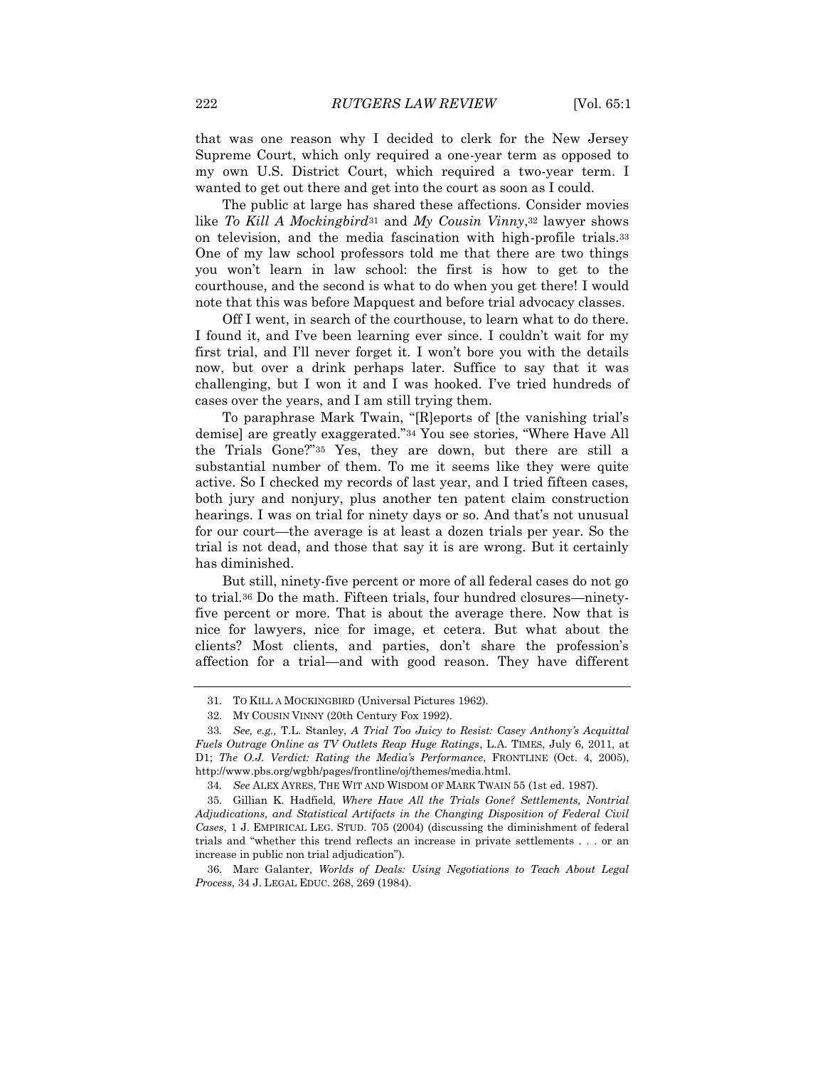that was one reason why I decided to clerk for the New Jersey Supreme Court, which only required a one-year term as opposed to my own U.S. District Court, which required a two-year term. I wanted to get out there and get into the court as soon as I could.

The public at large has shared these affections. Consider movies like *To Kill A Mockingbird*[31] and *My Cousin Vinny*,[32] lawyer shows on television, and the media fascination with high-profile trials.[33] One of my law school professors told me that there are two things you won't learn in law school: the first is how to get to the courthouse, and the second is what to do when you get there! I would note that this was before Mapquest and before trial advocacy classes.

Off I went, in search of the courthouse, to learn what to do there. I found it, and I've been learning ever since. I couldn't wait for my first trial, and I'll never forget it. I won't bore you with the details now, but over a drink perhaps later. Suffice to say that it was challenging, but I won it and I was hooked. I've tried hundreds of cases over the years, and I am still trying them.

To paraphrase Mark Twain, "[R]eports of [the vanishing trial's demise] are greatly exaggerated."[34] You see stories, "Where Have All the Trials Gone?"[35] Yes, they are down, but there are still a substantial number of them. To me it seems like they were quite active. So I checked my records of last year, and I tried fifteen cases, both jury and nonjury, plus another ten patent claim construction hearings. I was on trial for ninety days or so. And that's not unusual for our court—the average is at least a dozen trials per year. So the trial is not dead, and those that say it is are wrong. But it certainly has diminished.

But still, ninety-five percent or more of all federal cases do not go to trial.[36] Do the math. Fifteen trials, four hundred closures—ninety-five percent or more. That is about the average there. Now that is nice for lawyers, nice for image, et cetera. But what about the clients? Most clients, and parties, don't share the profession's affection for a trial—and with good reason. They have different

---

31. TO KILL A MOCKINGBIRD (Universal Pictures 1962).

32. MY COUSIN VINNY (20th Century Fox 1992).

33. *See, e.g.,* T.L. Stanley, *A Trial Too Juicy to Resist: Casey Anthony's Acquittal Fuels Outrage Online as TV Outlets Reap Huge Ratings*, L.A. TIMES, July 6, 2011, at D1; *The O.J. Verdict: Rating the Media's Performance*, FRONTLINE (Oct. 4, 2005), http://www.pbs.org/wgbh/pages/frontline/oj/themes/media.html.

34. *See* ALEX AYRES, THE WIT AND WISDOM OF MARK TWAIN 55 (1st ed. 1987).

35. Gillian K. Hadfield, *Where Have All the Trials Gone? Settlements, Nontrial Adjudications, and Statistical Artifacts in the Changing Disposition of Federal Civil Cases*, 1 J. EMPIRICAL LEG. STUD. 705 (2004) (discussing the diminishment of federal trials and "whether this trend reflects an increase in private settlements . . . or an increase in public non trial adjudication").

36. Marc Galanter, *Worlds of Deals: Using Negotiations to Teach About Legal Process*, 34 J. LEGAL EDUC. 268, 269 (1984).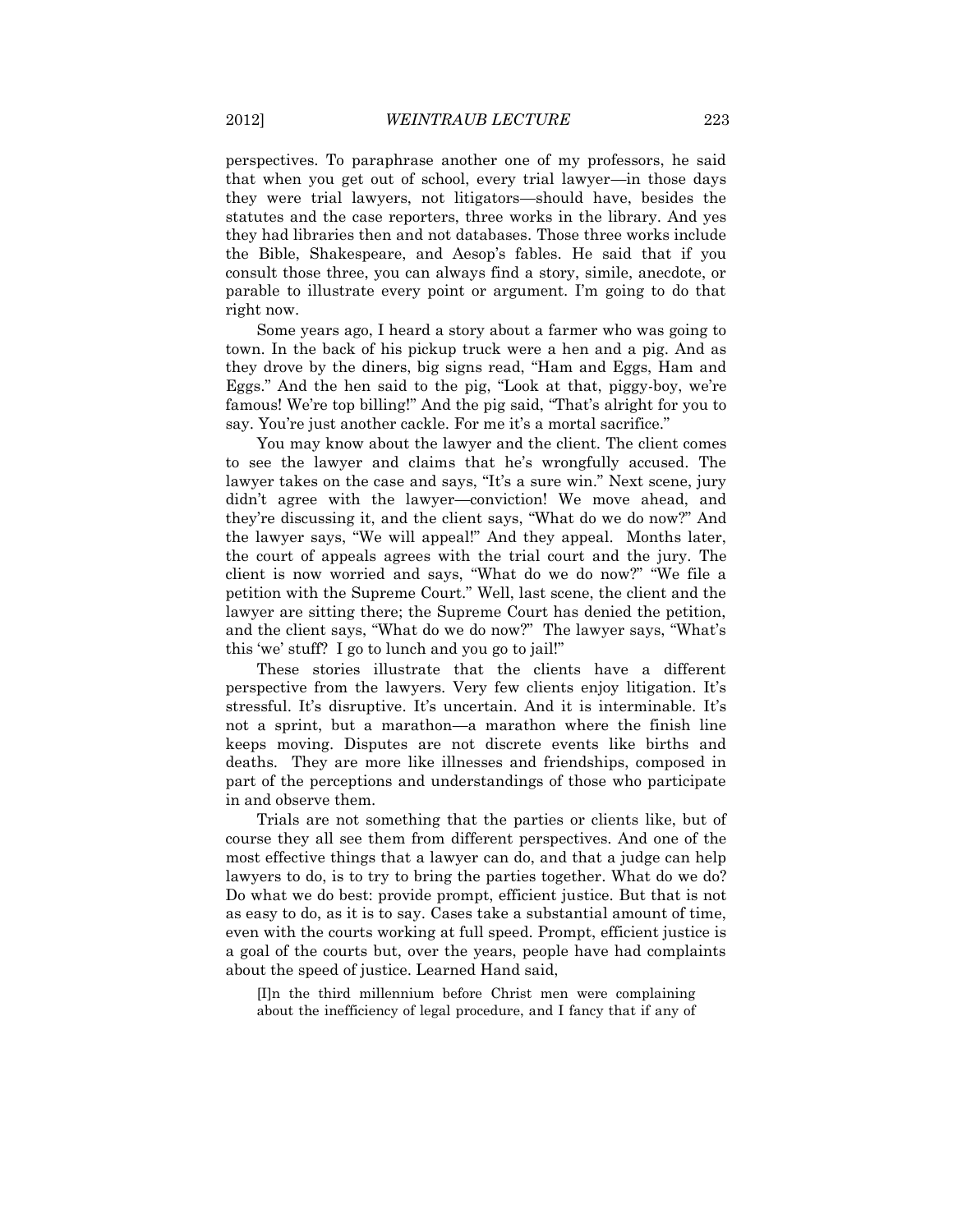perspectives. To paraphrase another one of my professors, he said that when you get out of school, every trial lawyer—in those days they were trial lawyers, not litigators—should have, besides the statutes and the case reporters, three works in the library. And yes they had libraries then and not databases. Those three works include the Bible, Shakespeare, and Aesop's fables. He said that if you consult those three, you can always find a story, simile, anecdote, or parable to illustrate every point or argument. I'm going to do that right now.

Some years ago, I heard a story about a farmer who was going to town. In the back of his pickup truck were a hen and a pig. And as they drove by the diners, big signs read, "Ham and Eggs, Ham and Eggs." And the hen said to the pig, "Look at that, piggy-boy, we're famous! We're top billing!" And the pig said, "That's alright for you to say. You're just another cackle. For me it's a mortal sacrifice."

You may know about the lawyer and the client. The client comes to see the lawyer and claims that he's wrongfully accused. The lawyer takes on the case and says, "It's a sure win." Next scene, jury didn't agree with the lawyer—conviction! We move ahead, and they're discussing it, and the client says, "What do we do now?" And the lawyer says, "We will appeal!" And they appeal. Months later, the court of appeals agrees with the trial court and the jury. The client is now worried and says, "What do we do now?" "We file a petition with the Supreme Court." Well, last scene, the client and the lawyer are sitting there; the Supreme Court has denied the petition, and the client says, "What do we do now?" The lawyer says, "What's this 'we' stuff? I go to lunch and you go to jail!"

These stories illustrate that the clients have a different perspective from the lawyers. Very few clients enjoy litigation. It's stressful. It's disruptive. It's uncertain. And it is interminable. It's not a sprint, but a marathon—a marathon where the finish line keeps moving. Disputes are not discrete events like births and deaths. They are more like illnesses and friendships, composed in part of the perceptions and understandings of those who participate in and observe them.

Trials are not something that the parties or clients like, but of course they all see them from different perspectives. And one of the most effective things that a lawyer can do, and that a judge can help lawyers to do, is to try to bring the parties together. What do we do? Do what we do best: provide prompt, efficient justice. But that is not as easy to do, as it is to say. Cases take a substantial amount of time, even with the courts working at full speed. Prompt, efficient justice is a goal of the courts but, over the years, people have had complaints about the speed of justice. Learned Hand said,

> [I]n the third millennium before Christ men were complaining about the inefficiency of legal procedure, and I fancy that if any of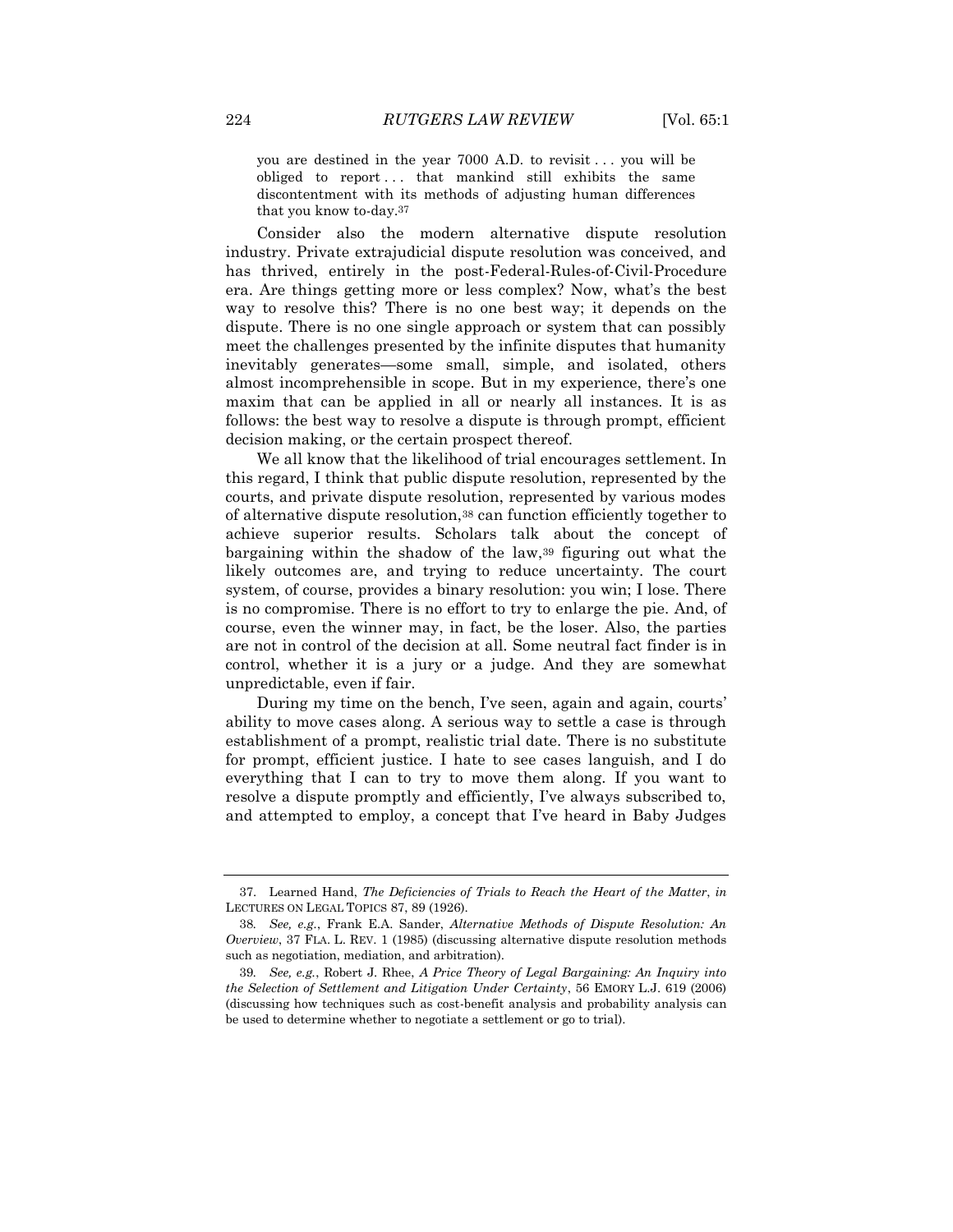> you are destined in the year 7000 A.D. to revisit . . . you will be obliged to report . . . that mankind still exhibits the same discontentment with its methods of adjusting human differences that you know to-day.[37]

Consider also the modern alternative dispute resolution industry. Private extrajudicial dispute resolution was conceived, and has thrived, entirely in the post-Federal-Rules-of-Civil-Procedure era. Are things getting more or less complex? Now, what's the best way to resolve this? There is no one best way; it depends on the dispute. There is no one single approach or system that can possibly meet the challenges presented by the infinite disputes that humanity inevitably generates—some small, simple, and isolated, others almost incomprehensible in scope. But in my experience, there's one maxim that can be applied in all or nearly all instances. It is as follows: the best way to resolve a dispute is through prompt, efficient decision making, or the certain prospect thereof.

We all know that the likelihood of trial encourages settlement. In this regard, I think that public dispute resolution, represented by the courts, and private dispute resolution, represented by various modes of alternative dispute resolution,[38] can function efficiently together to achieve superior results. Scholars talk about the concept of bargaining within the shadow of the law,[39] figuring out what the likely outcomes are, and trying to reduce uncertainty. The court system, of course, provides a binary resolution: you win; I lose. There is no compromise. There is no effort to try to enlarge the pie. And, of course, even the winner may, in fact, be the loser. Also, the parties are not in control of the decision at all. Some neutral fact finder is in control, whether it is a jury or a judge. And they are somewhat unpredictable, even if fair.

During my time on the bench, I've seen, again and again, courts' ability to move cases along. A serious way to settle a case is through establishment of a prompt, realistic trial date. There is no substitute for prompt, efficient justice. I hate to see cases languish, and I do everything that I can to try to move them along. If you want to resolve a dispute promptly and efficiently, I've always subscribed to, and attempted to employ, a concept that I've heard in Baby Judges

---

37. Learned Hand, *The Deficiencies of Trials to Reach the Heart of the Matter*, *in* LECTURES ON LEGAL TOPICS 87, 89 (1926).

38. *See, e.g.*, Frank E.A. Sander, *Alternative Methods of Dispute Resolution: An Overview*, 37 FLA. L. REV. 1 (1985) (discussing alternative dispute resolution methods such as negotiation, mediation, and arbitration).

39. *See, e.g.*, Robert J. Rhee, *A Price Theory of Legal Bargaining: An Inquiry into the Selection of Settlement and Litigation Under Certainty*, 56 EMORY L.J. 619 (2006) (discussing how techniques such as cost-benefit analysis and probability analysis can be used to determine whether to negotiate a settlement or go to trial).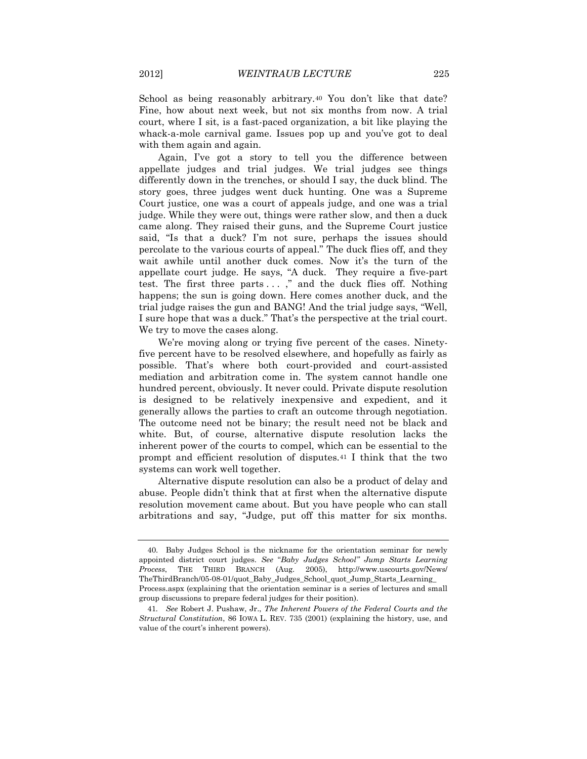School as being reasonably arbitrary.[40] You don't like that date? Fine, how about next week, but not six months from now. A trial court, where I sit, is a fast-paced organization, a bit like playing the whack-a-mole carnival game. Issues pop up and you've got to deal with them again and again.

Again, I've got a story to tell you the difference between appellate judges and trial judges. We trial judges see things differently down in the trenches, or should I say, the duck blind. The story goes, three judges went duck hunting. One was a Supreme Court justice, one was a court of appeals judge, and one was a trial judge. While they were out, things were rather slow, and then a duck came along. They raised their guns, and the Supreme Court justice said, "Is that a duck? I'm not sure, perhaps the issues should percolate to the various courts of appeal." The duck flies off, and they wait awhile until another duck comes. Now it's the turn of the appellate court judge. He says, "A duck. They require a five-part test. The first three parts . . . ," and the duck flies off. Nothing happens; the sun is going down. Here comes another duck, and the trial judge raises the gun and BANG! And the trial judge says, "Well, I sure hope that was a duck." That's the perspective at the trial court. We try to move the cases along.

We're moving along or trying five percent of the cases. Ninety-five percent have to be resolved elsewhere, and hopefully as fairly as possible. That's where both court-provided and court-assisted mediation and arbitration come in. The system cannot handle one hundred percent, obviously. It never could. Private dispute resolution is designed to be relatively inexpensive and expedient, and it generally allows the parties to craft an outcome through negotiation. The outcome need not be binary; the result need not be black and white. But, of course, alternative dispute resolution lacks the inherent power of the courts to compel, which can be essential to the prompt and efficient resolution of disputes.[41] I think that the two systems can work well together.

Alternative dispute resolution can also be a product of delay and abuse. People didn't think that at first when the alternative dispute resolution movement came about. But you have people who can stall arbitrations and say, "Judge, put off this matter for six months.

---

40. Baby Judges School is the nickname for the orientation seminar for newly appointed district court judges. *See* "*Baby Judges School" Jump Starts Learning Process*, THE THIRD BRANCH (Aug. 2005), http://www.uscourts.gov/News/TheThirdBranch/05-08-01/quot_Baby_Judges_School_quot_Jump_Starts_Learning_Process.aspx (explaining that the orientation seminar is a series of lectures and small group discussions to prepare federal judges for their position).

41. *See* Robert J. Pushaw, Jr., *The Inherent Powers of the Federal Courts and the Structural Constitution*, 86 IOWA L. REV. 735 (2001) (explaining the history, use, and value of the court's inherent powers).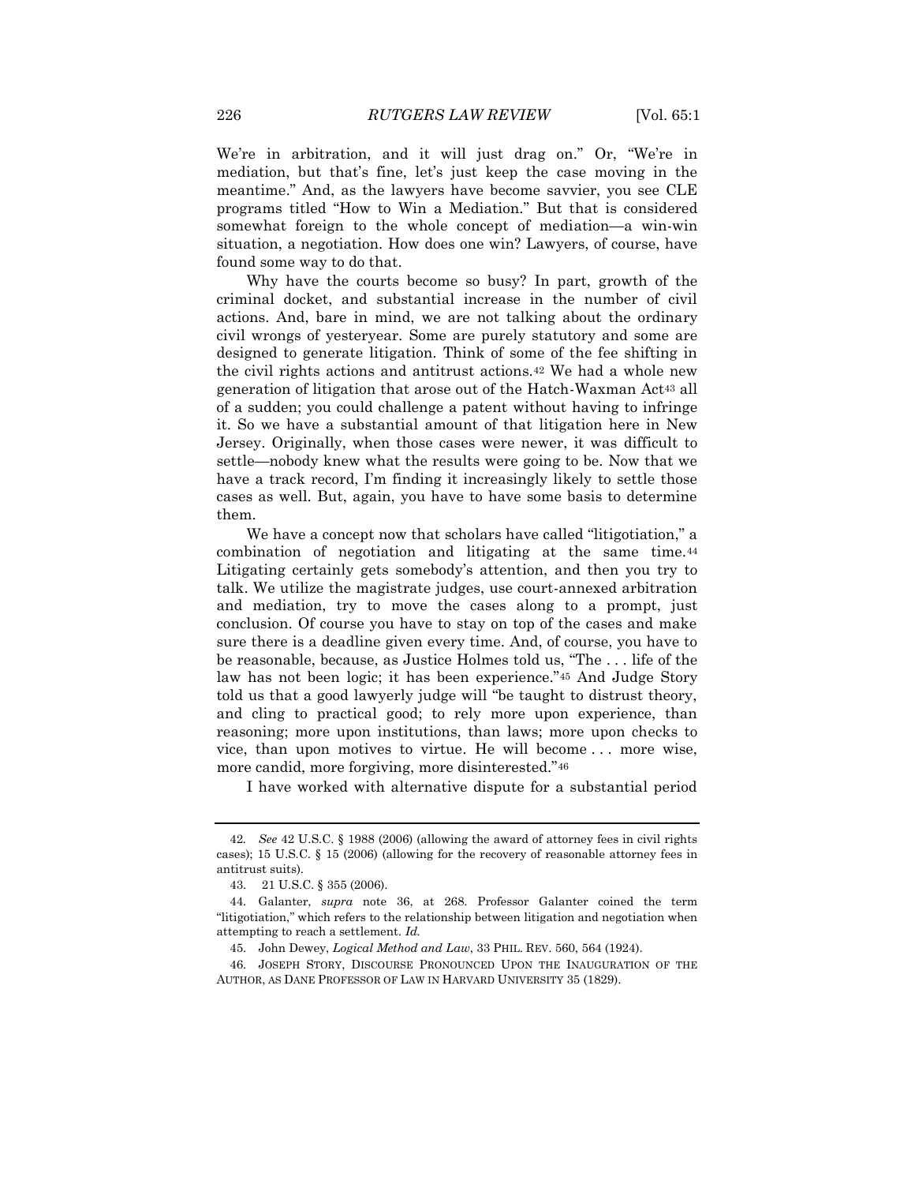We're in arbitration, and it will just drag on." Or, "We're in mediation, but that's fine, let's just keep the case moving in the meantime." And, as the lawyers have become savvier, you see CLE programs titled "How to Win a Mediation." But that is considered somewhat foreign to the whole concept of mediation—a win-win situation, a negotiation. How does one win? Lawyers, of course, have found some way to do that.

Why have the courts become so busy? In part, growth of the criminal docket, and substantial increase in the number of civil actions. And, bare in mind, we are not talking about the ordinary civil wrongs of yesteryear. Some are purely statutory and some are designed to generate litigation. Think of some of the fee shifting in the civil rights actions and antitrust actions.[42] We had a whole new generation of litigation that arose out of the Hatch-Waxman Act[43] all of a sudden; you could challenge a patent without having to infringe it. So we have a substantial amount of that litigation here in New Jersey. Originally, when those cases were newer, it was difficult to settle—nobody knew what the results were going to be. Now that we have a track record, I'm finding it increasingly likely to settle those cases as well. But, again, you have to have some basis to determine them.

We have a concept now that scholars have called "litigotiation," a combination of negotiation and litigating at the same time.[44] Litigating certainly gets somebody's attention, and then you try to talk. We utilize the magistrate judges, use court-annexed arbitration and mediation, try to move the cases along to a prompt, just conclusion. Of course you have to stay on top of the cases and make sure there is a deadline given every time. And, of course, you have to be reasonable, because, as Justice Holmes told us, "The . . . life of the law has not been logic; it has been experience."[45] And Judge Story told us that a good lawyerly judge will "be taught to distrust theory, and cling to practical good; to rely more upon experience, than reasoning; more upon institutions, than laws; more upon checks to vice, than upon motives to virtue. He will become . . . more wise, more candid, more forgiving, more disinterested."[46]

I have worked with alternative dispute for a substantial period

---

42. *See* 42 U.S.C. § 1988 (2006) (allowing the award of attorney fees in civil rights cases); 15 U.S.C. § 15 (2006) (allowing for the recovery of reasonable attorney fees in antitrust suits).

43. 21 U.S.C. § 355 (2006).

44. Galanter, *supra* note 36, at 268. Professor Galanter coined the term "litigotiation," which refers to the relationship between litigation and negotiation when attempting to reach a settlement. *Id.*

45. John Dewey, *Logical Method and Law*, 33 PHIL. REV. 560, 564 (1924).

46. JOSEPH STORY, DISCOURSE PRONOUNCED UPON THE INAUGURATION OF THE AUTHOR, AS DANE PROFESSOR OF LAW IN HARVARD UNIVERSITY 35 (1829).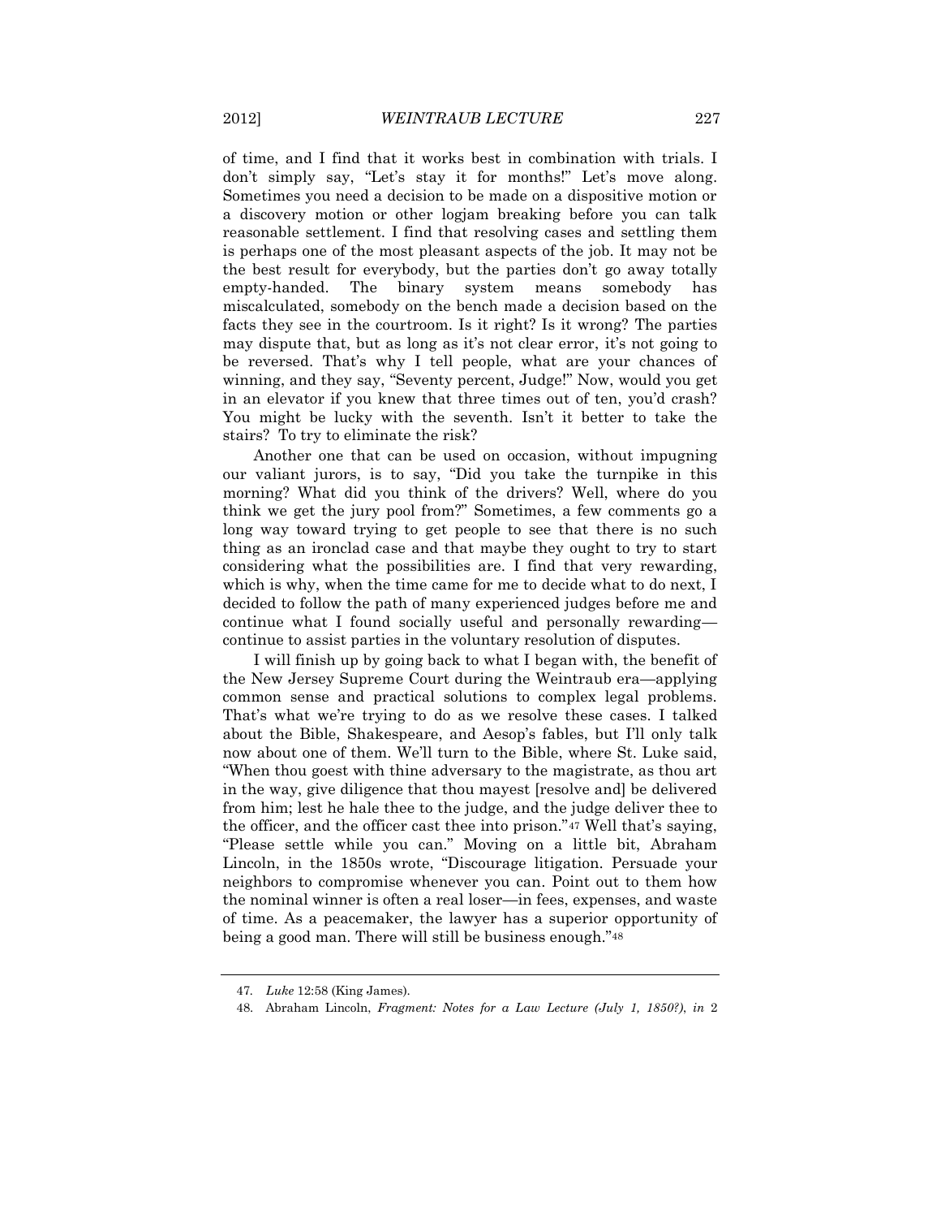of time, and I find that it works best in combination with trials. I don't simply say, "Let's stay it for months!" Let's move along. Sometimes you need a decision to be made on a dispositive motion or a discovery motion or other logjam breaking before you can talk reasonable settlement. I find that resolving cases and settling them is perhaps one of the most pleasant aspects of the job. It may not be the best result for everybody, but the parties don't go away totally empty-handed. The binary system means somebody has miscalculated, somebody on the bench made a decision based on the facts they see in the courtroom. Is it right? Is it wrong? The parties may dispute that, but as long as it's not clear error, it's not going to be reversed. That's why I tell people, what are your chances of winning, and they say, "Seventy percent, Judge!" Now, would you get in an elevator if you knew that three times out of ten, you'd crash? You might be lucky with the seventh. Isn't it better to take the stairs? To try to eliminate the risk?

Another one that can be used on occasion, without impugning our valiant jurors, is to say, "Did you take the turnpike in this morning? What did you think of the drivers? Well, where do you think we get the jury pool from?" Sometimes, a few comments go a long way toward trying to get people to see that there is no such thing as an ironclad case and that maybe they ought to try to start considering what the possibilities are. I find that very rewarding, which is why, when the time came for me to decide what to do next, I decided to follow the path of many experienced judges before me and continue what I found socially useful and personally rewarding—continue to assist parties in the voluntary resolution of disputes.

I will finish up by going back to what I began with, the benefit of the New Jersey Supreme Court during the Weintraub era—applying common sense and practical solutions to complex legal problems. That's what we're trying to do as we resolve these cases. I talked about the Bible, Shakespeare, and Aesop's fables, but I'll only talk now about one of them. We'll turn to the Bible, where St. Luke said, "When thou goest with thine adversary to the magistrate, as thou art in the way, give diligence that thou mayest [resolve and] be delivered from him; lest he hale thee to the judge, and the judge deliver thee to the officer, and the officer cast thee into prison."[47] Well that's saying, "Please settle while you can." Moving on a little bit, Abraham Lincoln, in the 1850s wrote, "Discourage litigation. Persuade your neighbors to compromise whenever you can. Point out to them how the nominal winner is often a real loser—in fees, expenses, and waste of time. As a peacemaker, the lawyer has a superior opportunity of being a good man. There will still be business enough."[48]

---

47. *Luke* 12:58 (King James).

48. Abraham Lincoln, *Fragment: Notes for a Law Lecture (July 1, 1850?)*, *in* 2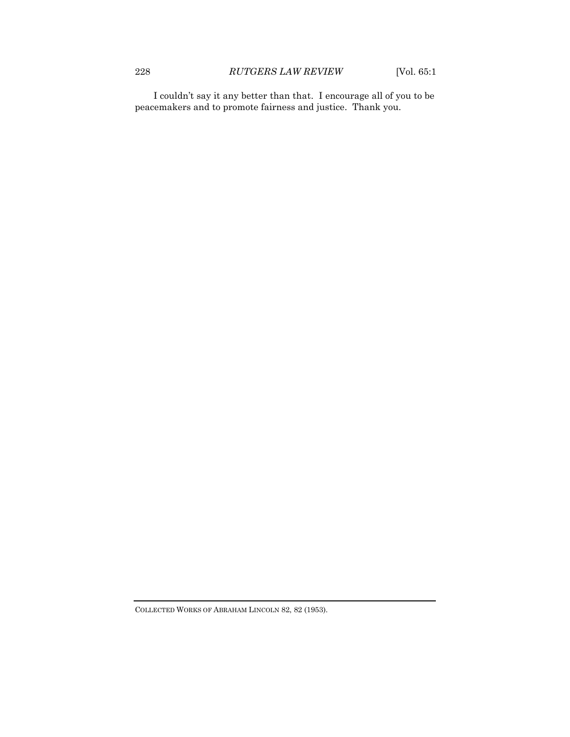I couldn't say it any better than that. I encourage all of you to be peacemakers and to promote fairness and justice. Thank you.

---

COLLECTED WORKS OF ABRAHAM LINCOLN 82, 82 (1953).